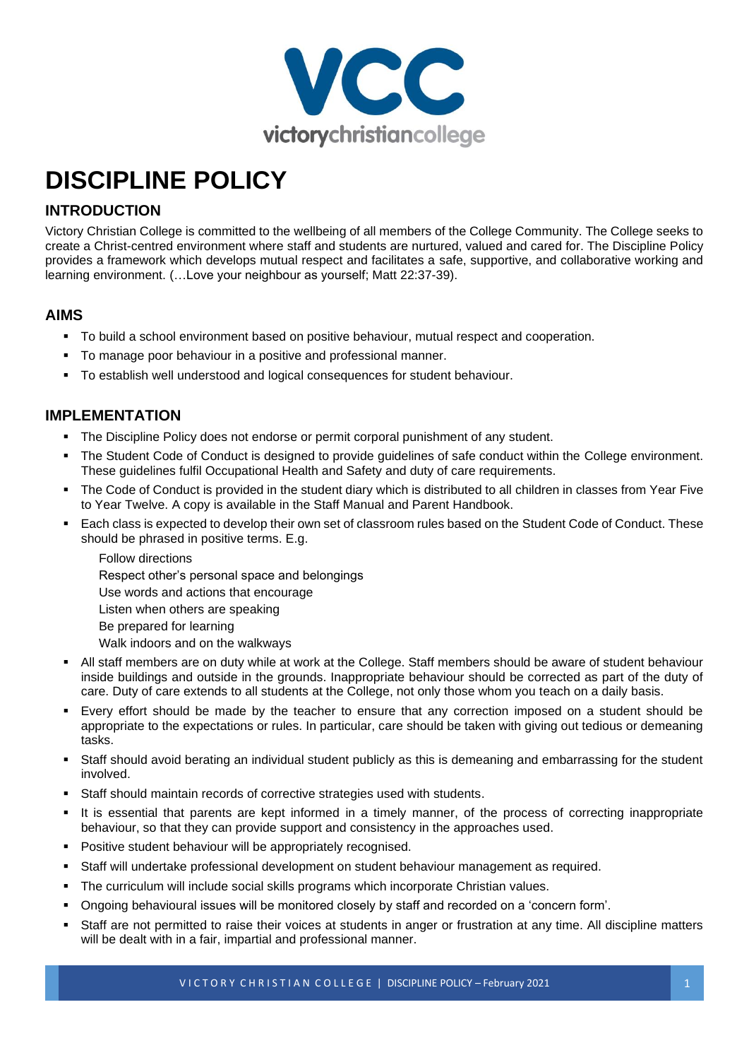# DISCIPLINE POLICY

## INTRODUCTION

Victory Christian College is committed to the wellbeing of all members of the College Community. The College seeks to create a Christ-centred environment where staff and students are nurtured, valued and cared for. The Discipline Policy provides a framework which develops mutual respect and facilitates a safe, supportive, and collaborative working and learning environment. (…Love your neighbour as yourself; Matt 22:37-39).

## AIMS

- To build a school environment based on positive behaviour, mutual respect and cooperation.
- To manage poor behaviour in a positive and professional manner.
- To establish well understood and logical consequences for student behaviour.

## IMPLEMENTATION

- The Discipline Policy does not endorse or permit corporal punishment of any student.
- The Student Code of Conduct is designed to provide guidelines of safe conduct within the College environment. These guidelines fulfil Occupational Health and Safety and duty of care requirements.
- The Code of Conduct is provided in the student diary which is distributed to all children in classes from Year Five to Year Twelve. A copy is available in the Staff Manual and Parent Handbook.
- Each class is expected to develop their own set of classroom rules based on the Student Code of Conduct. These should be phrased in positive terms. E.g.

  Follow directions
  Respect other's personal space and belongings
  Use words and actions that encourage
  Listen when others are speaking
  Be prepared for learning
  Walk indoors and on the walkways
- All staff members are on duty while at work at the College. Staff members should be aware of student behaviour inside buildings and outside in the grounds. Inappropriate behaviour should be corrected as part of the duty of care. Duty of care extends to all students at the College, not only those whom you teach on a daily basis.
- Every effort should be made by the teacher to ensure that any correction imposed on a student should be appropriate to the expectations or rules. In particular, care should be taken with giving out tedious or demeaning tasks.
- Staff should avoid berating an individual student publicly as this is demeaning and embarrassing for the student involved.
- Staff should maintain records of corrective strategies used with students.
- It is essential that parents are kept informed in a timely manner, of the process of correcting inappropriate behaviour, so that they can provide support and consistency in the approaches used.
- Positive student behaviour will be appropriately recognised.
- Staff will undertake professional development on student behaviour management as required.
- The curriculum will include social skills programs which incorporate Christian values.
- Ongoing behavioural issues will be monitored closely by staff and recorded on a 'concern form'.
- Staff are not permitted to raise their voices at students in anger or frustration at any time. All discipline matters will be dealt with in a fair, impartial and professional manner.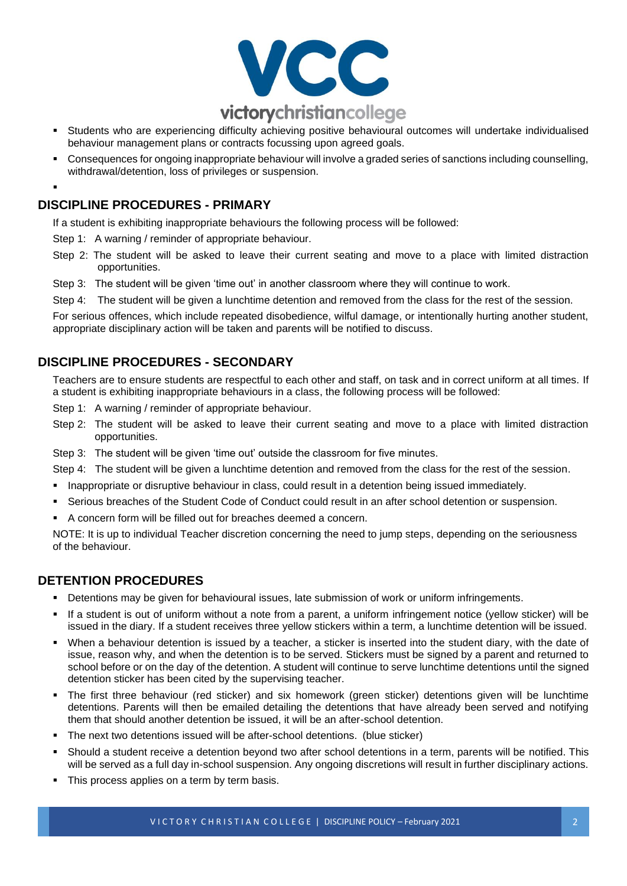- Students who are experiencing difficulty achieving positive behavioural outcomes will undertake individualised behaviour management plans or contracts focussing upon agreed goals.
- Consequences for ongoing inappropriate behaviour will involve a graded series of sanctions including counselling, withdrawal/detention, loss of privileges or suspension.

## DISCIPLINE PROCEDURES - PRIMARY

If a student is exhibiting inappropriate behaviours the following process will be followed:

Step 1: A warning / reminder of appropriate behaviour.

Step 2: The student will be asked to leave their current seating and move to a place with limited distraction opportunities.

Step 3: The student will be given 'time out' in another classroom where they will continue to work.

Step 4: The student will be given a lunchtime detention and removed from the class for the rest of the session.

For serious offences, which include repeated disobedience, wilful damage, or intentionally hurting another student, appropriate disciplinary action will be taken and parents will be notified to discuss.

## DISCIPLINE PROCEDURES - SECONDARY

Teachers are to ensure students are respectful to each other and staff, on task and in correct uniform at all times. If a student is exhibiting inappropriate behaviours in a class, the following process will be followed:

Step 1: A warning / reminder of appropriate behaviour.

Step 2: The student will be asked to leave their current seating and move to a place with limited distraction opportunities.

Step 3: The student will be given 'time out' outside the classroom for five minutes.

Step 4: The student will be given a lunchtime detention and removed from the class for the rest of the session.

- Inappropriate or disruptive behaviour in class, could result in a detention being issued immediately.
- Serious breaches of the Student Code of Conduct could result in an after school detention or suspension.
- A concern form will be filled out for breaches deemed a concern.

NOTE: It is up to individual Teacher discretion concerning the need to jump steps, depending on the seriousness of the behaviour.

## DETENTION PROCEDURES

- Detentions may be given for behavioural issues, late submission of work or uniform infringements.
- If a student is out of uniform without a note from a parent, a uniform infringement notice (yellow sticker) will be issued in the diary. If a student receives three yellow stickers within a term, a lunchtime detention will be issued.
- When a behaviour detention is issued by a teacher, a sticker is inserted into the student diary, with the date of issue, reason why, and when the detention is to be served. Stickers must be signed by a parent and returned to school before or on the day of the detention. A student will continue to serve lunchtime detentions until the signed detention sticker has been cited by the supervising teacher.
- The first three behaviour (red sticker) and six homework (green sticker) detentions given will be lunchtime detentions. Parents will then be emailed detailing the detentions that have already been served and notifying them that should another detention be issued, it will be an after-school detention.
- The next two detentions issued will be after-school detentions. (blue sticker)
- Should a student receive a detention beyond two after school detentions in a term, parents will be notified. This will be served as a full day in-school suspension. Any ongoing discretions will result in further disciplinary actions.
- This process applies on a term by term basis.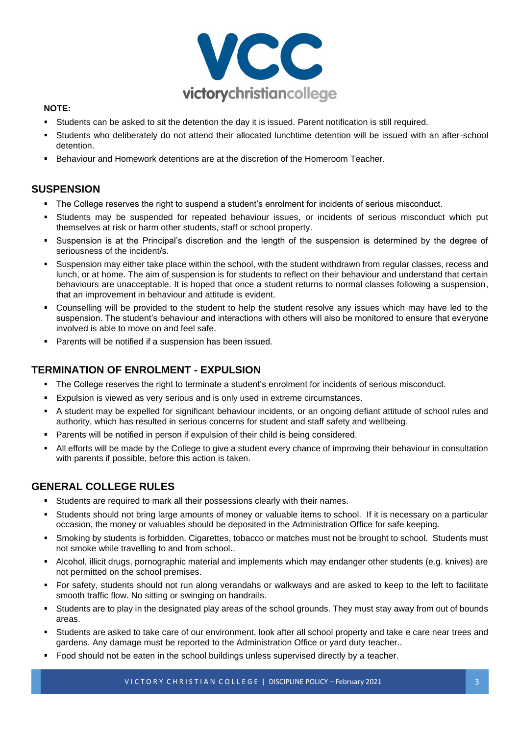**NOTE:**

- Students can be asked to sit the detention the day it is issued. Parent notification is still required.
- Students who deliberately do not attend their allocated lunchtime detention will be issued with an after-school detention.
- Behaviour and Homework detentions are at the discretion of the Homeroom Teacher.

## SUSPENSION

- The College reserves the right to suspend a student's enrolment for incidents of serious misconduct.
- Students may be suspended for repeated behaviour issues, or incidents of serious misconduct which put themselves at risk or harm other students, staff or school property.
- Suspension is at the Principal's discretion and the length of the suspension is determined by the degree of seriousness of the incident/s.
- Suspension may either take place within the school, with the student withdrawn from regular classes, recess and lunch, or at home. The aim of suspension is for students to reflect on their behaviour and understand that certain behaviours are unacceptable. It is hoped that once a student returns to normal classes following a suspension, that an improvement in behaviour and attitude is evident.
- Counselling will be provided to the student to help the student resolve any issues which may have led to the suspension. The student's behaviour and interactions with others will also be monitored to ensure that everyone involved is able to move on and feel safe.
- Parents will be notified if a suspension has been issued.

## TERMINATION OF ENROLMENT - EXPULSION

- The College reserves the right to terminate a student's enrolment for incidents of serious misconduct.
- Expulsion is viewed as very serious and is only used in extreme circumstances.
- A student may be expelled for significant behaviour incidents, or an ongoing defiant attitude of school rules and authority, which has resulted in serious concerns for student and staff safety and wellbeing.
- Parents will be notified in person if expulsion of their child is being considered.
- All efforts will be made by the College to give a student every chance of improving their behaviour in consultation with parents if possible, before this action is taken.

## GENERAL COLLEGE RULES

- Students are required to mark all their possessions clearly with their names.
- Students should not bring large amounts of money or valuable items to school. If it is necessary on a particular occasion, the money or valuables should be deposited in the Administration Office for safe keeping.
- Smoking by students is forbidden. Cigarettes, tobacco or matches must not be brought to school. Students must not smoke while travelling to and from school..
- Alcohol, illicit drugs, pornographic material and implements which may endanger other students (e.g. knives) are not permitted on the school premises.
- For safety, students should not run along verandahs or walkways and are asked to keep to the left to facilitate smooth traffic flow. No sitting or swinging on handrails.
- Students are to play in the designated play areas of the school grounds. They must stay away from out of bounds areas.
- Students are asked to take care of our environment, look after all school property and take e care near trees and gardens. Any damage must be reported to the Administration Office or yard duty teacher..
- Food should not be eaten in the school buildings unless supervised directly by a teacher.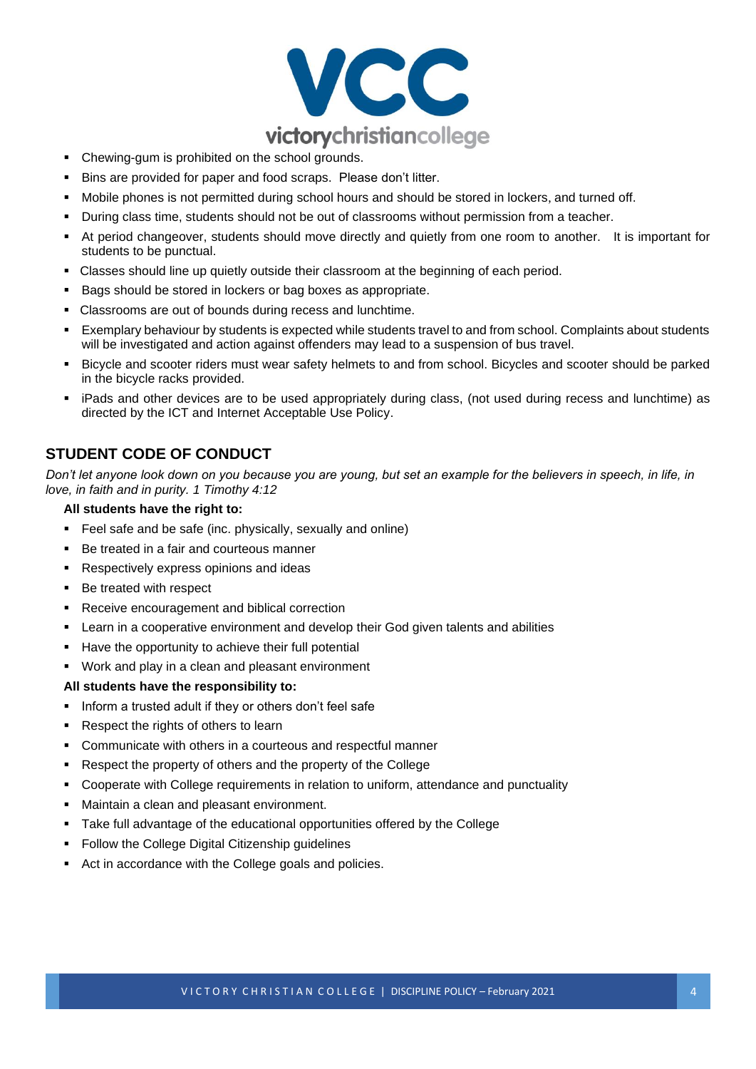- Chewing-gum is prohibited on the school grounds.
- Bins are provided for paper and food scraps. Please don't litter.
- Mobile phones is not permitted during school hours and should be stored in lockers, and turned off.
- During class time, students should not be out of classrooms without permission from a teacher.
- At period changeover, students should move directly and quietly from one room to another. It is important for students to be punctual.
- Classes should line up quietly outside their classroom at the beginning of each period.
- Bags should be stored in lockers or bag boxes as appropriate.
- Classrooms are out of bounds during recess and lunchtime.
- Exemplary behaviour by students is expected while students travel to and from school. Complaints about students will be investigated and action against offenders may lead to a suspension of bus travel.
- Bicycle and scooter riders must wear safety helmets to and from school. Bicycles and scooter should be parked in the bicycle racks provided.
- iPads and other devices are to be used appropriately during class, (not used during recess and lunchtime) as directed by the ICT and Internet Acceptable Use Policy.

## STUDENT CODE OF CONDUCT

*Don't let anyone look down on you because you are young, but set an example for the believers in speech, in life, in love, in faith and in purity. 1 Timothy 4:12*

**All students have the right to:**

- Feel safe and be safe (inc. physically, sexually and online)
- Be treated in a fair and courteous manner
- Respectively express opinions and ideas
- Be treated with respect
- Receive encouragement and biblical correction
- Learn in a cooperative environment and develop their God given talents and abilities
- Have the opportunity to achieve their full potential
- Work and play in a clean and pleasant environment

**All students have the responsibility to:**

- Inform a trusted adult if they or others don't feel safe
- Respect the rights of others to learn
- Communicate with others in a courteous and respectful manner
- Respect the property of others and the property of the College
- Cooperate with College requirements in relation to uniform, attendance and punctuality
- Maintain a clean and pleasant environment.
- Take full advantage of the educational opportunities offered by the College
- Follow the College Digital Citizenship guidelines
- Act in accordance with the College goals and policies.